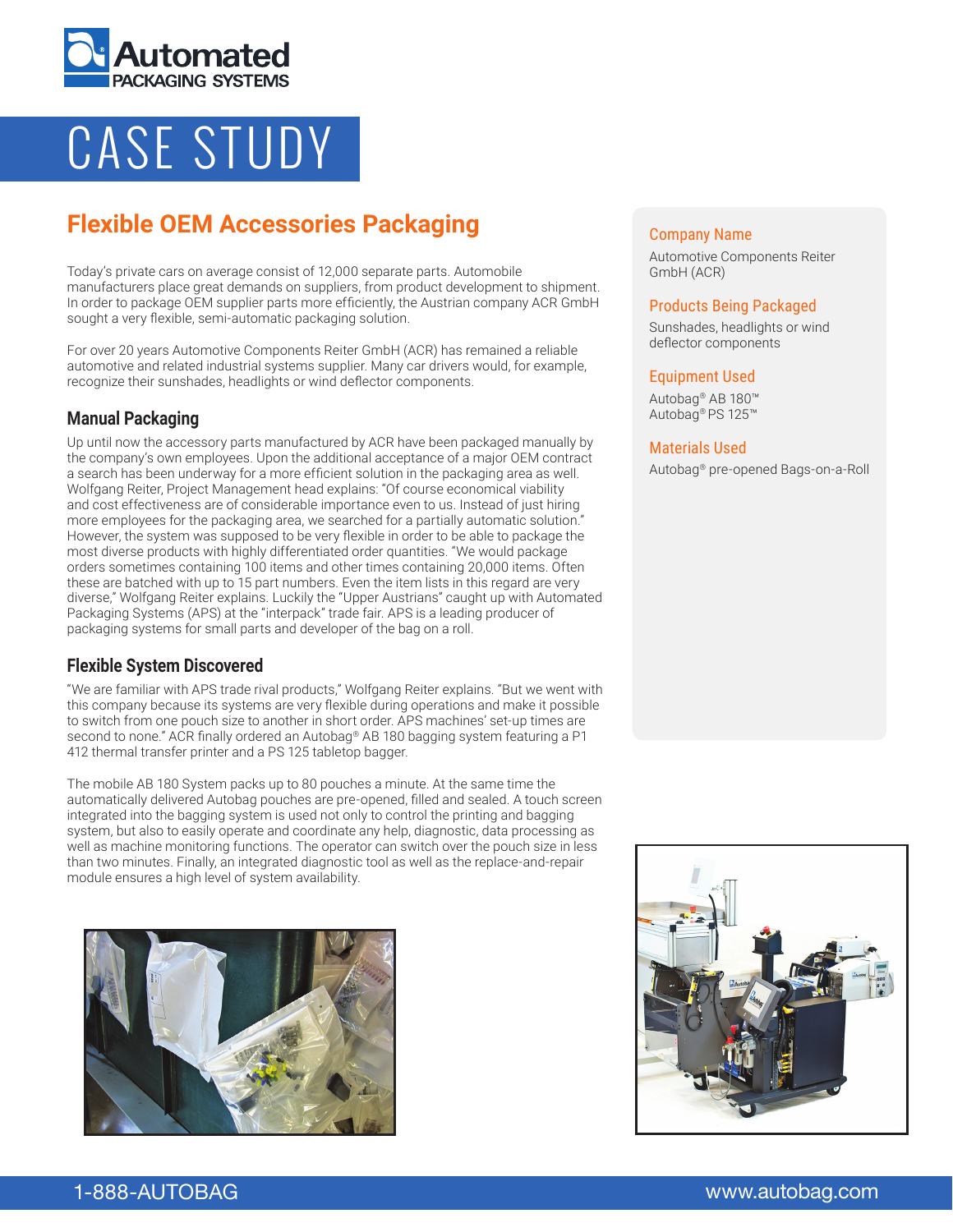# CASE STUDY

## Flexible OEM Accessories Packaging

Today's private cars on average consist of 12,000 separate parts. Automobile manufacturers place great demands on suppliers, from product development to shipment. In order to package OEM supplier parts more efficiently, the Austrian company ACR GmbH sought a very flexible, semi-automatic packaging solution.

For over 20 years Automotive Components Reiter GmbH (ACR) has remained a reliable automotive and related industrial systems supplier. Many car drivers would, for example, recognize their sunshades, headlights or wind deflector components.

### Manual Packaging

Up until now the accessory parts manufactured by ACR have been packaged manually by the company's own employees. Upon the additional acceptance of a major OEM contract a search has been underway for a more efficient solution in the packaging area as well. Wolfgang Reiter, Project Management head explains: "Of course economical viability and cost effectiveness are of considerable importance even to us. Instead of just hiring more employees for the packaging area, we searched for a partially automatic solution." However, the system was supposed to be very flexible in order to be able to package the most diverse products with highly differentiated order quantities. "We would package orders sometimes containing 100 items and other times containing 20,000 items. Often these are batched with up to 15 part numbers. Even the item lists in this regard are very diverse," Wolfgang Reiter explains. Luckily the "Upper Austrians" caught up with Automated Packaging Systems (APS) at the "interpack" trade fair. APS is a leading producer of packaging systems for small parts and developer of the bag on a roll.

### Flexible System Discovered

"We are familiar with APS trade rival products," Wolfgang Reiter explains. "But we went with this company because its systems are very flexible during operations and make it possible to switch from one pouch size to another in short order. APS machines' set-up times are second to none." ACR finally ordered an Autobag® AB 180 bagging system featuring a P1 412 thermal transfer printer and a PS 125 tabletop bagger.

The mobile AB 180 System packs up to 80 pouches a minute. At the same time the automatically delivered Autobag pouches are pre-opened, filled and sealed. A touch screen integrated into the bagging system is used not only to control the printing and bagging system, but also to easily operate and coordinate any help, diagnostic, data processing as well as machine monitoring functions. The operator can switch over the pouch size in less than two minutes. Finally, an integrated diagnostic tool as well as the replace-and-repair module ensures a high level of system availability.

**Company Name**
Automotive Components Reiter GmbH (ACR)

**Products Being Packaged**
Sunshades, headlights or wind deflector components

**Equipment Used**
Autobag® AB 180™
Autobag® PS 125™

**Materials Used**
Autobag® pre-opened Bags-on-a-Roll

1-888-AUTOBAG | www.autobag.com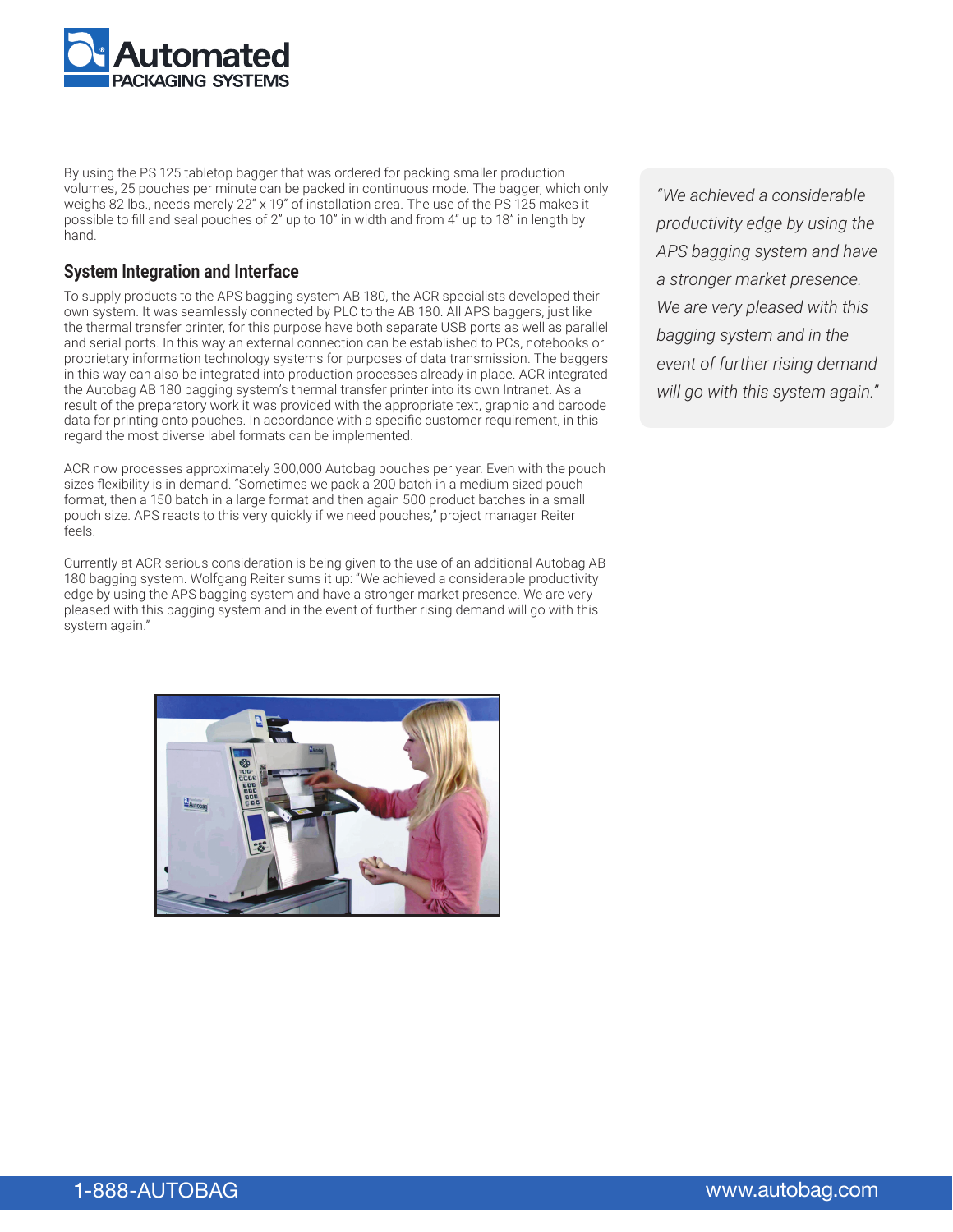By using the PS 125 tabletop bagger that was ordered for packing smaller production volumes, 25 pouches per minute can be packed in continuous mode. The bagger, which only weighs 82 lbs., needs merely 22" x 19" of installation area. The use of the PS 125 makes it possible to fill and seal pouches of 2" up to 10" in width and from 4" up to 18" in length by hand.

## System Integration and Interface

To supply products to the APS bagging system AB 180, the ACR specialists developed their own system. It was seamlessly connected by PLC to the AB 180. All APS baggers, just like the thermal transfer printer, for this purpose have both separate USB ports as well as parallel and serial ports. In this way an external connection can be established to PCs, notebooks or proprietary information technology systems for purposes of data transmission. The baggers in this way can also be integrated into production processes already in place. ACR integrated the Autobag AB 180 bagging system's thermal transfer printer into its own Intranet. As a result of the preparatory work it was provided with the appropriate text, graphic and barcode data for printing onto pouches. In accordance with a specific customer requirement, in this regard the most diverse label formats can be implemented.

ACR now processes approximately 300,000 Autobag pouches per year. Even with the pouch sizes flexibility is in demand. "Sometimes we pack a 200 batch in a medium sized pouch format, then a 150 batch in a large format and then again 500 product batches in a small pouch size. APS reacts to this very quickly if we need pouches," project manager Reiter feels.

Currently at ACR serious consideration is being given to the use of an additional Autobag AB 180 bagging system. Wolfgang Reiter sums it up: "We achieved a considerable productivity edge by using the APS bagging system and have a stronger market presence. We are very pleased with this bagging system and in the event of further rising demand will go with this system again."

*"We achieved a considerable productivity edge by using the APS bagging system and have a stronger market presence. We are very pleased with this bagging system and in the event of further rising demand will go with this system again."*